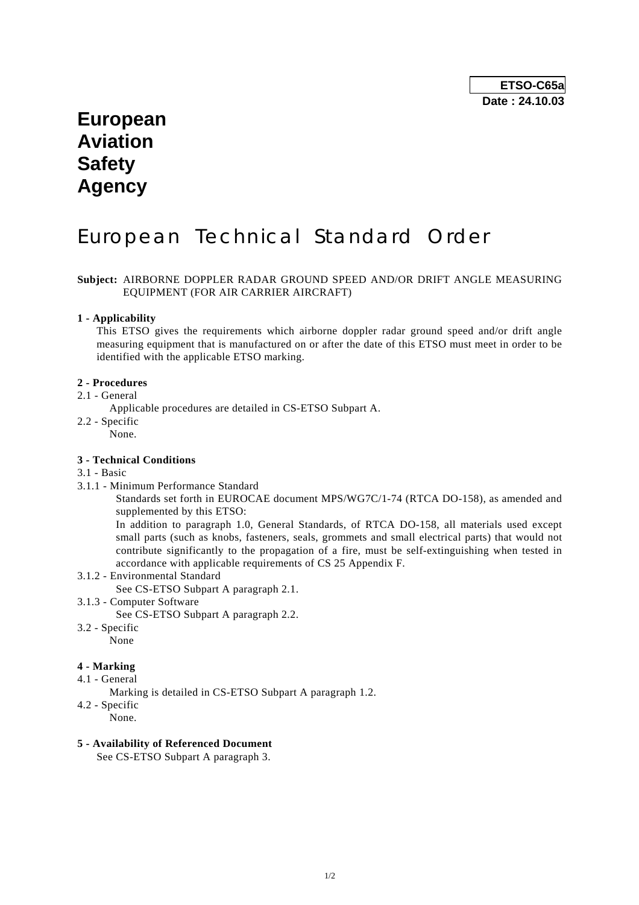**ETSO-C65a**
**Date : 24.10.03**

# European Aviation Safety Agency

# European Technical Standard Order

**Subject:** AIRBORNE DOPPLER RADAR GROUND SPEED AND/OR DRIFT ANGLE MEASURING EQUIPMENT (FOR AIR CARRIER AIRCRAFT)

**1 - Applicability**

This ETSO gives the requirements which airborne doppler radar ground speed and/or drift angle measuring equipment that is manufactured on or after the date of this ETSO must meet in order to be identified with the applicable ETSO marking.

**2 - Procedures**

2.1 - General

Applicable procedures are detailed in CS-ETSO Subpart A.

2.2 - Specific

None.

**3 - Technical Conditions**

3.1 - Basic

3.1.1 - Minimum Performance Standard

Standards set forth in EUROCAE document MPS/WG7C/1-74 (RTCA DO-158), as amended and supplemented by this ETSO:

In addition to paragraph 1.0, General Standards, of RTCA DO-158, all materials used except small parts (such as knobs, fasteners, seals, grommets and small electrical parts) that would not contribute significantly to the propagation of a fire, must be self-extinguishing when tested in accordance with applicable requirements of CS 25 Appendix F.

3.1.2 - Environmental Standard

See CS-ETSO Subpart A paragraph 2.1.

3.1.3 - Computer Software

See CS-ETSO Subpart A paragraph 2.2.

3.2 - Specific

None

**4 - Marking**

4.1 - General

Marking is detailed in CS-ETSO Subpart A paragraph 1.2.

4.2 - Specific

None.

**5 - Availability of Referenced Document**

See CS-ETSO Subpart A paragraph 3.